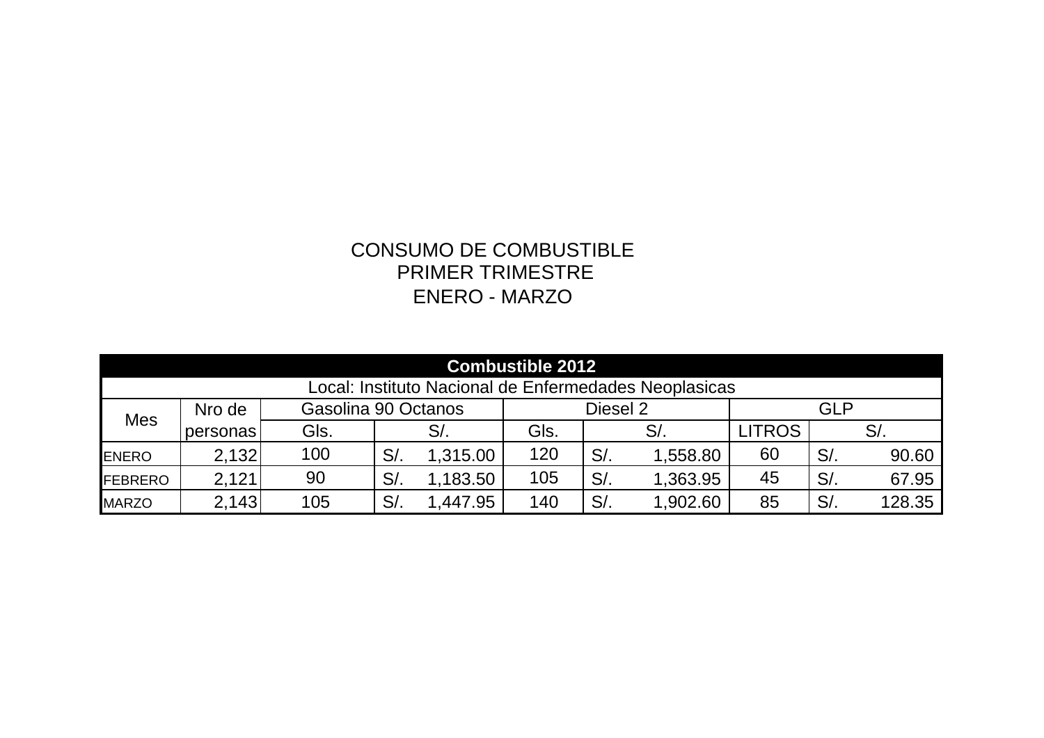CONSUMO DE COMBUSTIBLE
PRIMER TRIMESTRE
ENERO - MARZO

| Combustible 2012 | | | | | | | |
|---|---|---|---|---|---|---|---|
| Local: Instituto Nacional de Enfermedades Neoplasicas | | | | | | | |
| Mes | Nro de personas | Gasolina 90 Octanos | | Diesel 2 | | GLP | |
| | | Gls. | S/. | Gls. | S/. | LITROS | S/. |
| ENERO | 2,132 | 100 | S/. 1,315.00 | 120 | S/. 1,558.80 | 60 | S/. 90.60 |
| FEBRERO | 2,121 | 90 | S/. 1,183.50 | 105 | S/. 1,363.95 | 45 | S/. 67.95 |
| MARZO | 2,143 | 105 | S/. 1,447.95 | 140 | S/. 1,902.60 | 85 | S/. 128.35 |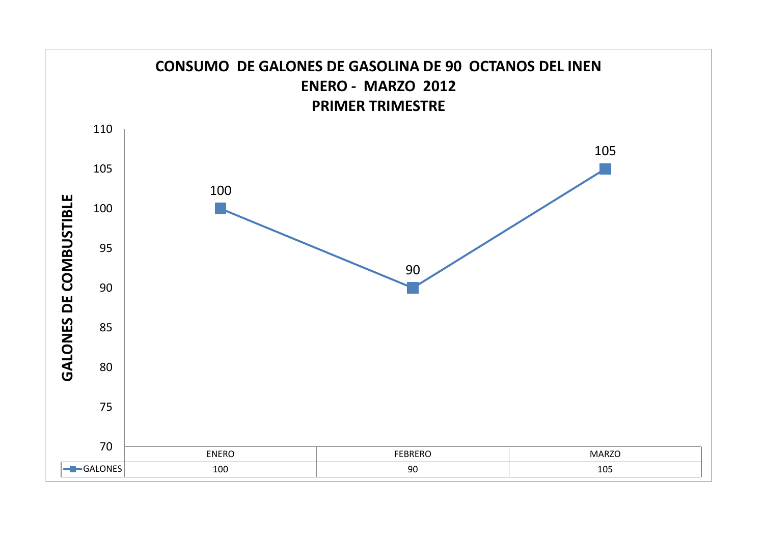**CONSUMO DE GALONES DE GASOLINA DE 90 OCTANOS DEL INEN**
**ENERO - MARZO 2012**
**PRIMER TRIMESTRE**

GALONES DE COMBUSTIBLE

| | ENERO | FEBRERO | MARZO |
|---|---|---|---|
| GALONES | 100 | 90 | 105 |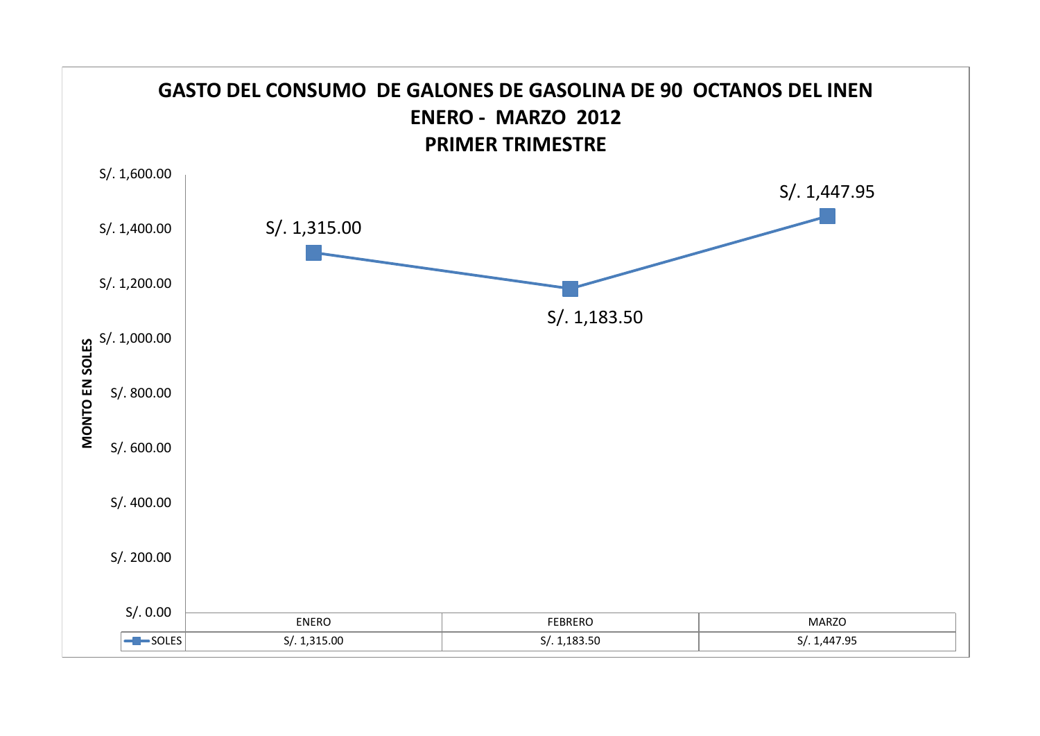# GASTO DEL CONSUMO DE GALONES DE GASOLINA DE 90 OCTANOS DEL INEN
## ENERO - MARZO 2012
## PRIMER TRIMESTRE

MONTO EN SOLES

| | ENERO | FEBRERO | MARZO |
|---|---|---|---|
| SOLES | S/. 1,315.00 | S/. 1,183.50 | S/. 1,447.95 |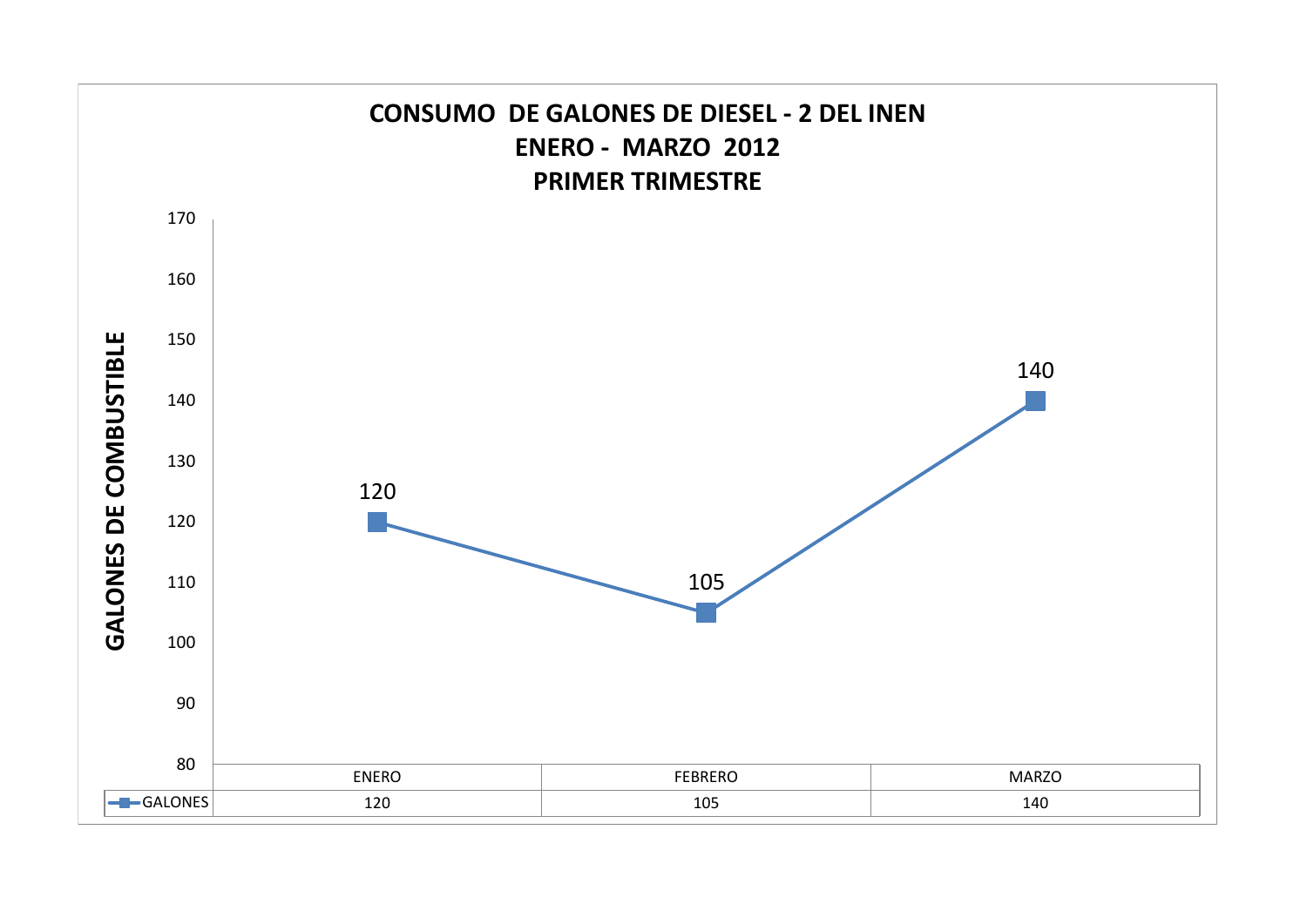# CONSUMO DE GALONES DE DIESEL - 2 DEL INEN
## ENERO - MARZO 2012
## PRIMER TRIMESTRE

GALONES DE COMBUSTIBLE

| | ENERO | FEBRERO | MARZO |
|---|---|---|---|
| GALONES | 120 | 105 | 140 |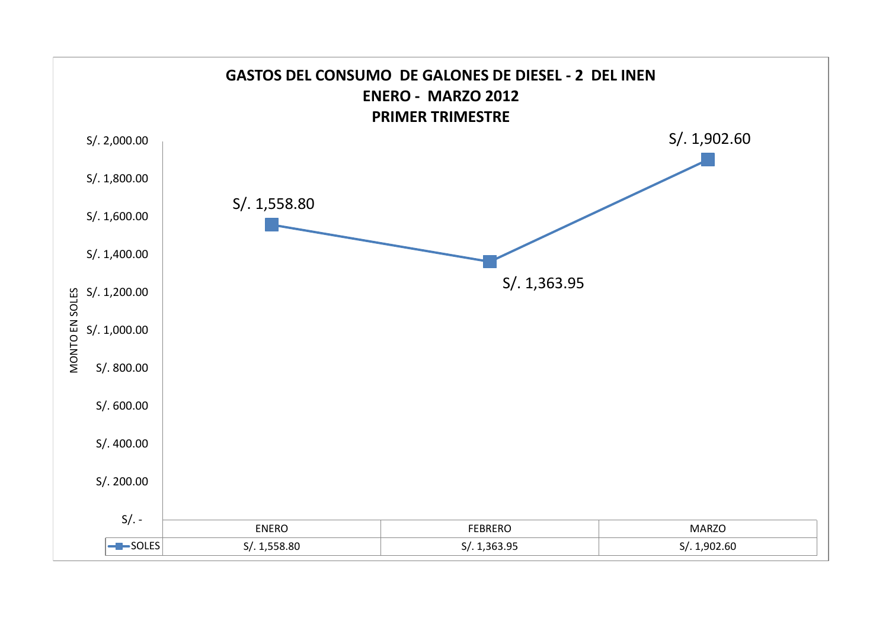## GASTOS DEL CONSUMO DE GALONES DE DIESEL - 2 DEL INEN
## ENERO - MARZO 2012
## PRIMER TRIMESTRE

MONTO EN SOLES

| | ENERO | FEBRERO | MARZO |
|---|---|---|---|
| SOLES | S/. 1,558.80 | S/. 1,363.95 | S/. 1,902.60 |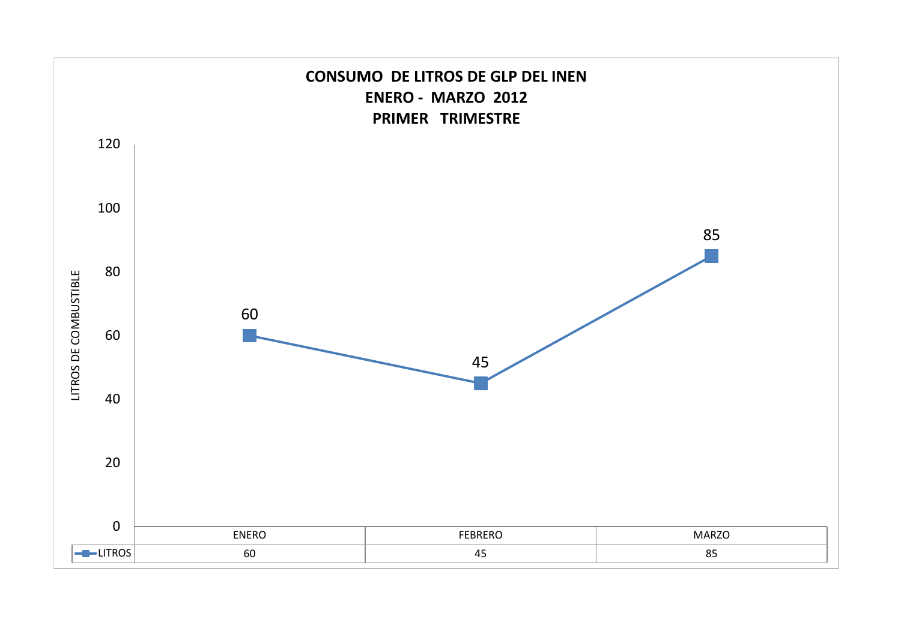**CONSUMO DE LITROS DE GLP DEL INEN**
**ENERO - MARZO 2012**
**PRIMER TRIMESTRE**

LITROS DE COMBUSTIBLE

| | ENERO | FEBRERO | MARZO |
|---|---|---|---|
| LITROS | 60 | 45 | 85 |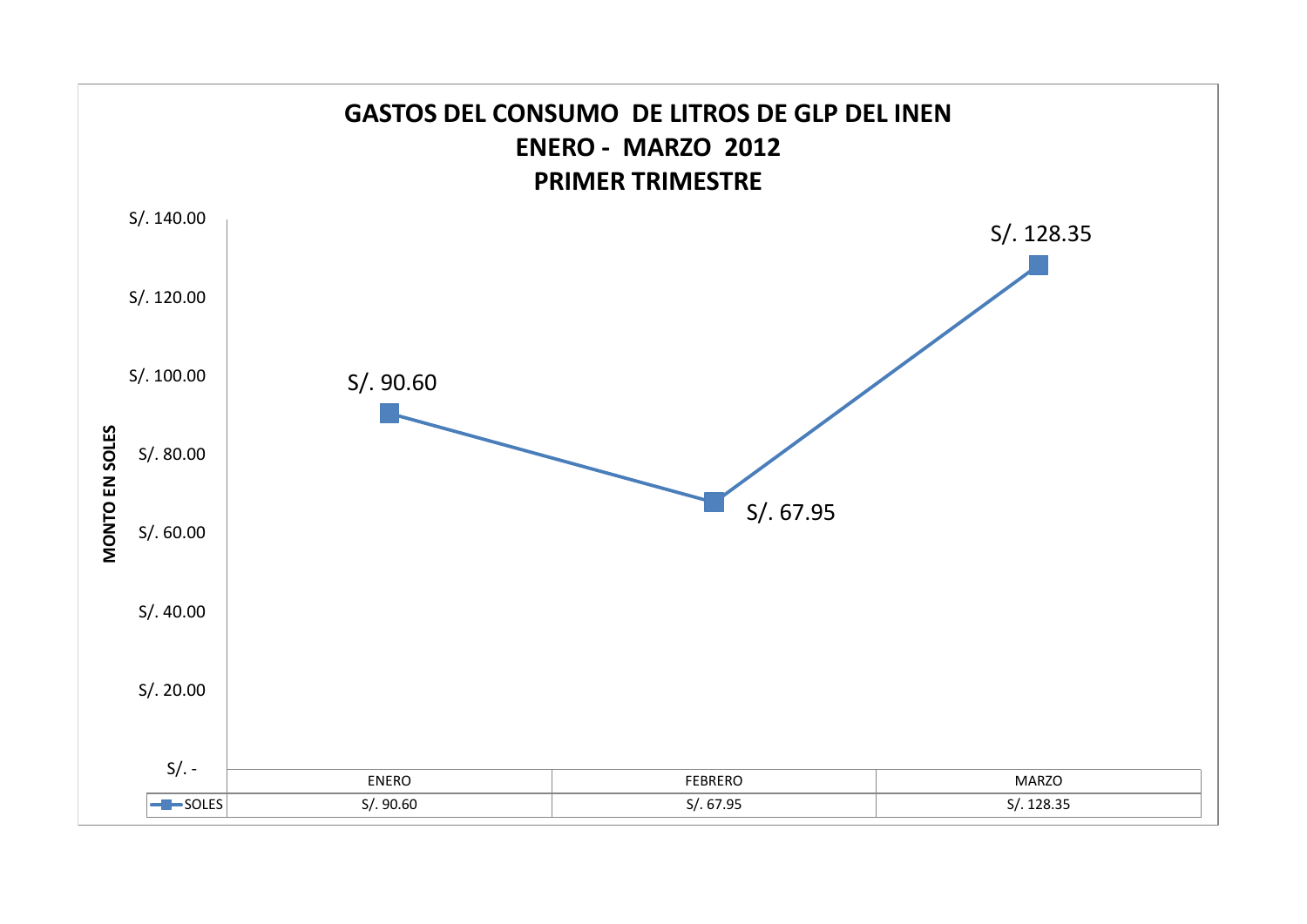**GASTOS DEL CONSUMO DE LITROS DE GLP DEL INEN**
**ENERO - MARZO 2012**
**PRIMER TRIMESTRE**

MONTO EN SOLES

S/. 140.00
S/. 120.00
S/. 100.00
S/. 80.00
S/. 60.00
S/. 40.00
S/. 20.00
S/. -

S/. 90.60
S/. 67.95
S/. 128.35

ENERO
FEBRERO
MARZO

SOLES
S/. 90.60
S/. 67.95
S/. 128.35